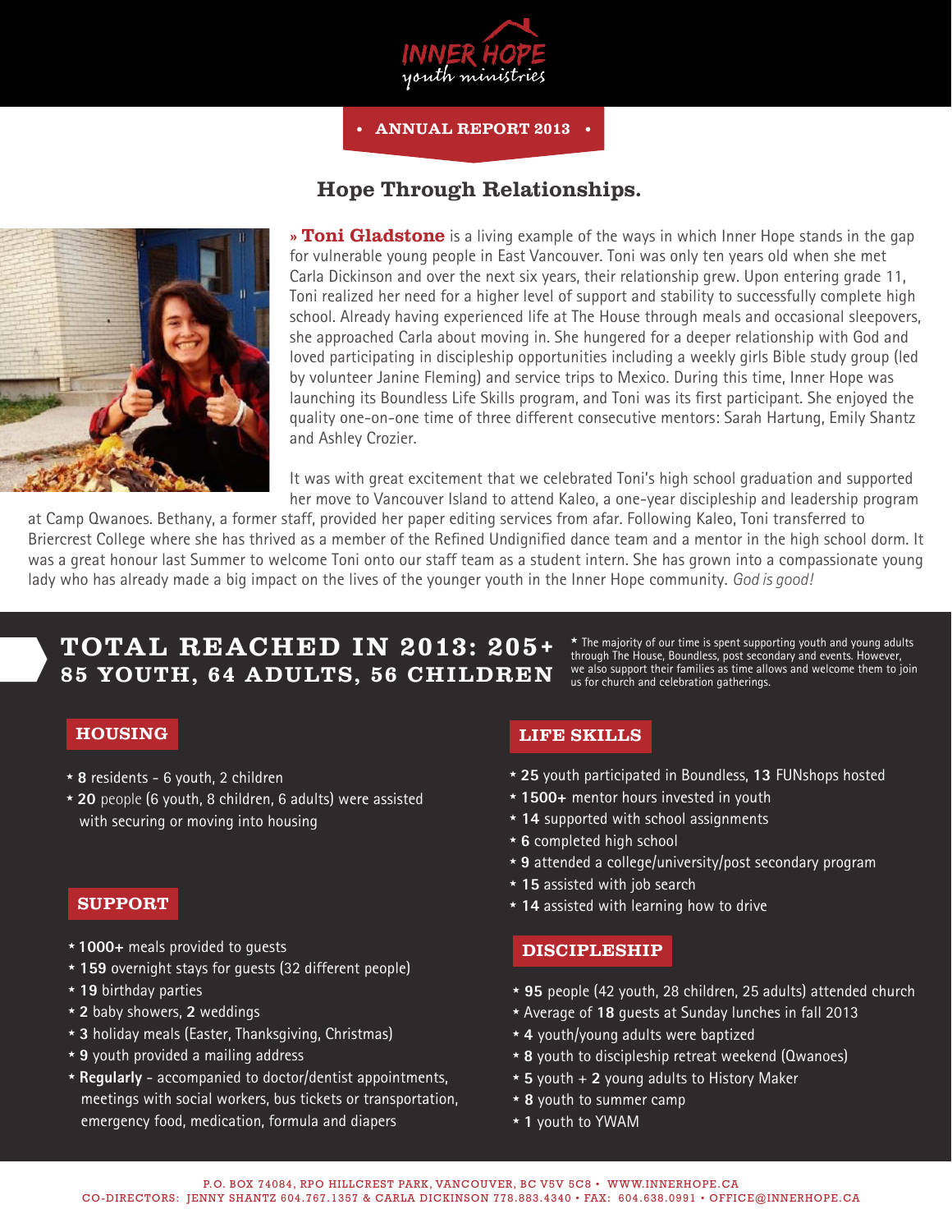INNER HOPE
youth ministries

• ANNUAL REPORT 2013 •

# Hope Through Relationships.

» **Toni Gladstone** is a living example of the ways in which Inner Hope stands in the gap for vulnerable young people in East Vancouver. Toni was only ten years old when she met Carla Dickinson and over the next six years, their relationship grew. Upon entering grade 11, Toni realized her need for a higher level of support and stability to successfully complete high school. Already having experienced life at The House through meals and occasional sleepovers, she approached Carla about moving in. She hungered for a deeper relationship with God and loved participating in discipleship opportunities including a weekly girls Bible study group (led by volunteer Janine Fleming) and service trips to Mexico. During this time, Inner Hope was launching its Boundless Life Skills program, and Toni was its first participant. She enjoyed the quality one-on-one time of three different consecutive mentors: Sarah Hartung, Emily Shantz and Ashley Crozier.

It was with great excitement that we celebrated Toni's high school graduation and supported her move to Vancouver Island to attend Kaleo, a one-year discipleship and leadership program at Camp Qwanoes. Bethany, a former staff, provided her paper editing services from afar. Following Kaleo, Toni transferred to Briercrest College where she has thrived as a member of the Refined Undignified dance team and a mentor in the high school dorm. It was a great honour last Summer to welcome Toni onto our staff team as a student intern. She has grown into a compassionate young lady who has already made a big impact on the lives of the younger youth in the Inner Hope community. *God is good!*

## TOTAL REACHED IN 2013: 205+*
## 85 YOUTH, 64 ADULTS, 56 CHILDREN

* The majority of our time is spent supporting youth and young adults through The House, Boundless, post secondary and events. However, we also support their families as time allows and welcome them to join us for church and celebration gatherings.

### HOUSING

* **8** residents - 6 youth, 2 children
* **20** people (6 youth, 8 children, 6 adults) were assisted with securing or moving into housing

### SUPPORT

* **1000+** meals provided to guests
* **159** overnight stays for guests (32 different people)
* **19** birthday parties
* **2** baby showers, **2** weddings
* **3** holiday meals (Easter, Thanksgiving, Christmas)
* **9** youth provided a mailing address
* **Regularly** - accompanied to doctor/dentist appointments, meetings with social workers, bus tickets or transportation, emergency food, medication, formula and diapers

### LIFE SKILLS

* **25** youth participated in Boundless, **13** FUNshops hosted
* **1500+** mentor hours invested in youth
* **14** supported with school assignments
* **6** completed high school
* **9** attended a college/university/post secondary program
* **15** assisted with job search
* **14** assisted with learning how to drive

### DISCIPLESHIP

* **95** people (42 youth, 28 children, 25 adults) attended church
* Average of **18** guests at Sunday lunches in fall 2013
* **4** youth/young adults were baptized
* **8** youth to discipleship retreat weekend (Qwanoes)
* **5** youth + **2** young adults to History Maker
* **8** youth to summer camp
* **1** youth to YWAM

P.O. BOX 74084, RPO HILLCREST PARK, VANCOUVER, BC V5V 5C8 • WWW.INNERHOPE.CA
CO-DIRECTORS: JENNY SHANTZ 604.767.1357 & CARLA DICKINSON 778.883.4340 • FAX: 604.638.0991 • OFFICE@INNERHOPE.CA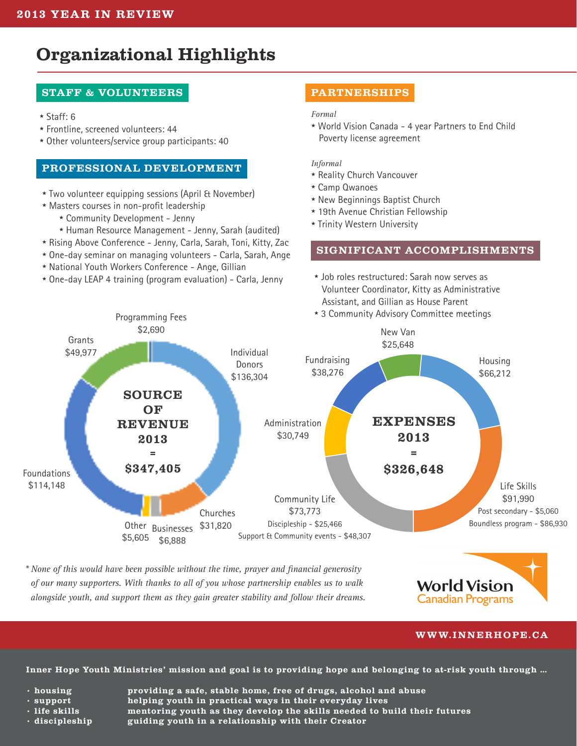2013 YEAR IN REVIEW

# Organizational Highlights

## STAFF & VOLUNTEERS

- Staff: 6
- Frontline, screened volunteers: 44
- Other volunteers/service group participants: 40

## PROFESSIONAL DEVELOPMENT

- Two volunteer equipping sessions (April & November)
- Masters courses in non-profit leadership
  - Community Development - Jenny
  - Human Resource Management - Jenny, Sarah (audited)
- Rising Above Conference - Jenny, Carla, Sarah, Toni, Kitty, Zac
- One-day seminar on managing volunteers - Carla, Sarah, Ange
- National Youth Workers Conference - Ange, Gillian
- One-day LEAP 4 training (program evaluation) - Carla, Jenny

## PARTNERSHIPS

*Formal*

- World Vision Canada - 4 year Partners to End Child Poverty license agreement

*Informal*

- Reality Church Vancouver
- Camp Qwanoes
- New Beginnings Baptist Church
- 19th Avenue Christian Fellowship
- Trinity Western University

## SIGNIFICANT ACCOMPLISHMENTS

- Job roles restructured: Sarah now serves as Volunteer Coordinator, Kitty as Administrative Assistant, and Gillian as House Parent
- 3 Community Advisory Committee meetings

**SOURCE OF REVENUE 2013 = $347,405**

Programming Fees $2,690
Individual Donors $136,304
Churches $31,820
Businesses $6,888
Other $5,605
Foundations $114,148
Grants $49,977

**EXPENSES 2013 = $326,648**

New Van $25,648
Housing $66,212
Life Skills $91,990
Post secondary - $5,060
Boundless program - $86,930
Community Life $73,773
Discipleship - $25,466
Support & Community events - $48,307
Administration $30,749
Fundraising $38,276

*\* None of this would have been possible without the time, prayer and financial generosity of our many supporters. With thanks to all of you whose partnership enables us to walk alongside youth, and support them as they gain greater stability and follow their dreams.*

World Vision Canadian Programs

WWW.INNERHOPE.CA

**Inner Hope Youth Ministries' mission and goal is to providing hope and belonging to at-risk youth through …**

- **housing** — providing a safe, stable home, free of drugs, alcohol and abuse
- **support** — helping youth in practical ways in their everyday lives
- **life skills** — mentoring youth as they develop the skills needed to build their futures
- **discipleship** — guiding youth in a relationship with their Creator